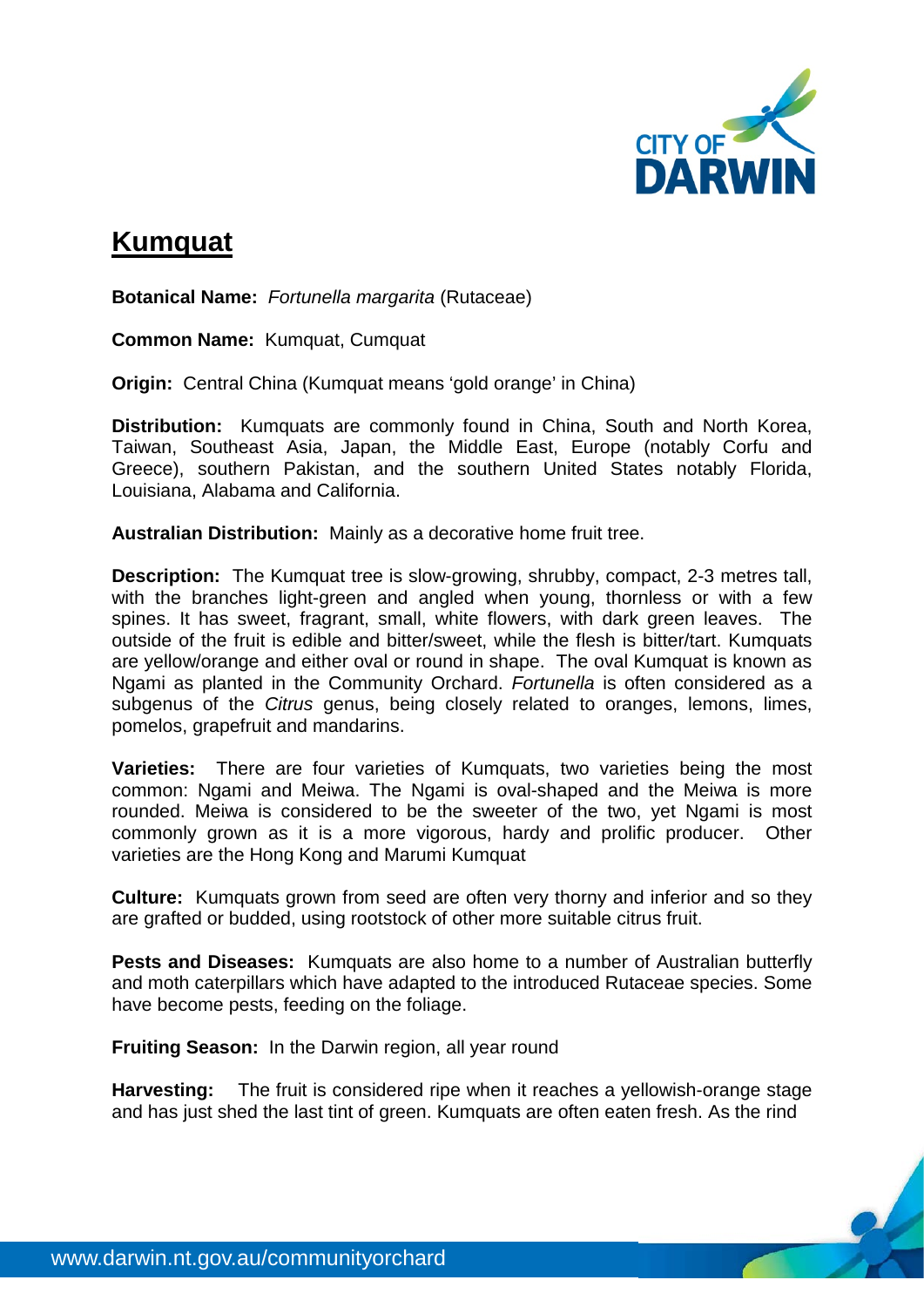# Kumquat

**Botanical Name:** *Fortunella margarita* (Rutaceae)

**Common Name:** Kumquat, Cumquat

**Origin:** Central China (Kumquat means 'gold orange' in China)

**Distribution:** Kumquats are commonly found in China, South and North Korea, Taiwan, Southeast Asia, Japan, the Middle East, Europe (notably Corfu and Greece), southern Pakistan, and the southern United States notably Florida, Louisiana, Alabama and California.

**Australian Distribution:** Mainly as a decorative home fruit tree.

**Description:** The Kumquat tree is slow-growing, shrubby, compact, 2-3 metres tall, with the branches light-green and angled when young, thornless or with a few spines. It has sweet, fragrant, small, white flowers, with dark green leaves. The outside of the fruit is edible and bitter/sweet, while the flesh is bitter/tart. Kumquats are yellow/orange and either oval or round in shape. The oval Kumquat is known as Ngami as planted in the Community Orchard. *Fortunella* is often considered as a subgenus of the *Citrus* genus, being closely related to oranges, lemons, limes, pomelos, grapefruit and mandarins.

**Varieties:** There are four varieties of Kumquats, two varieties being the most common: Ngami and Meiwa. The Ngami is oval-shaped and the Meiwa is more rounded. Meiwa is considered to be the sweeter of the two, yet Ngami is most commonly grown as it is a more vigorous, hardy and prolific producer. Other varieties are the Hong Kong and Marumi Kumquat

**Culture:** Kumquats grown from seed are often very thorny and inferior and so they are grafted or budded, using rootstock of other more suitable citrus fruit.

**Pests and Diseases:** Kumquats are also home to a number of Australian butterfly and moth caterpillars which have adapted to the introduced Rutaceae species. Some have become pests, feeding on the foliage.

**Fruiting Season:** In the Darwin region, all year round

**Harvesting:** The fruit is considered ripe when it reaches a yellowish-orange stage and has just shed the last tint of green. Kumquats are often eaten fresh. As the rind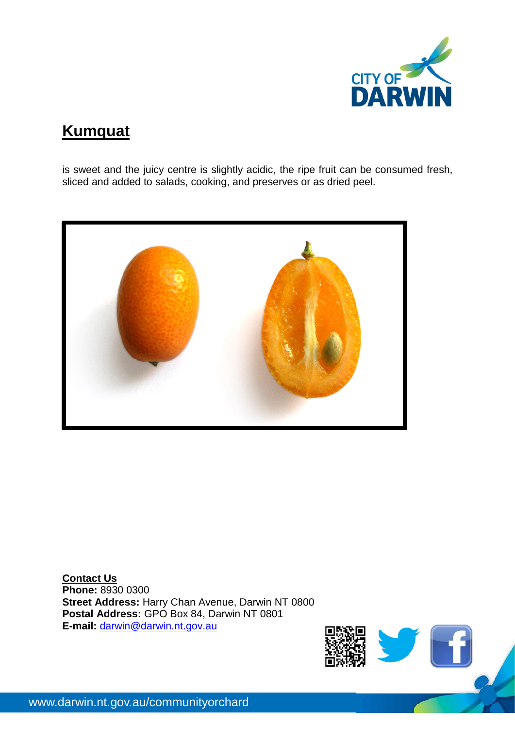## Kumquat

is sweet and the juicy centre is slightly acidic, the ripe fruit can be consumed fresh, sliced and added to salads, cooking, and preserves or as dried peel.

**Contact Us**
**Phone:** 8930 0300
**Street Address:** Harry Chan Avenue, Darwin NT 0800
**Postal Address:** GPO Box 84, Darwin NT 0801
**E-mail:** darwin@darwin.nt.gov.au

www.darwin.nt.gov.au/communityorchard